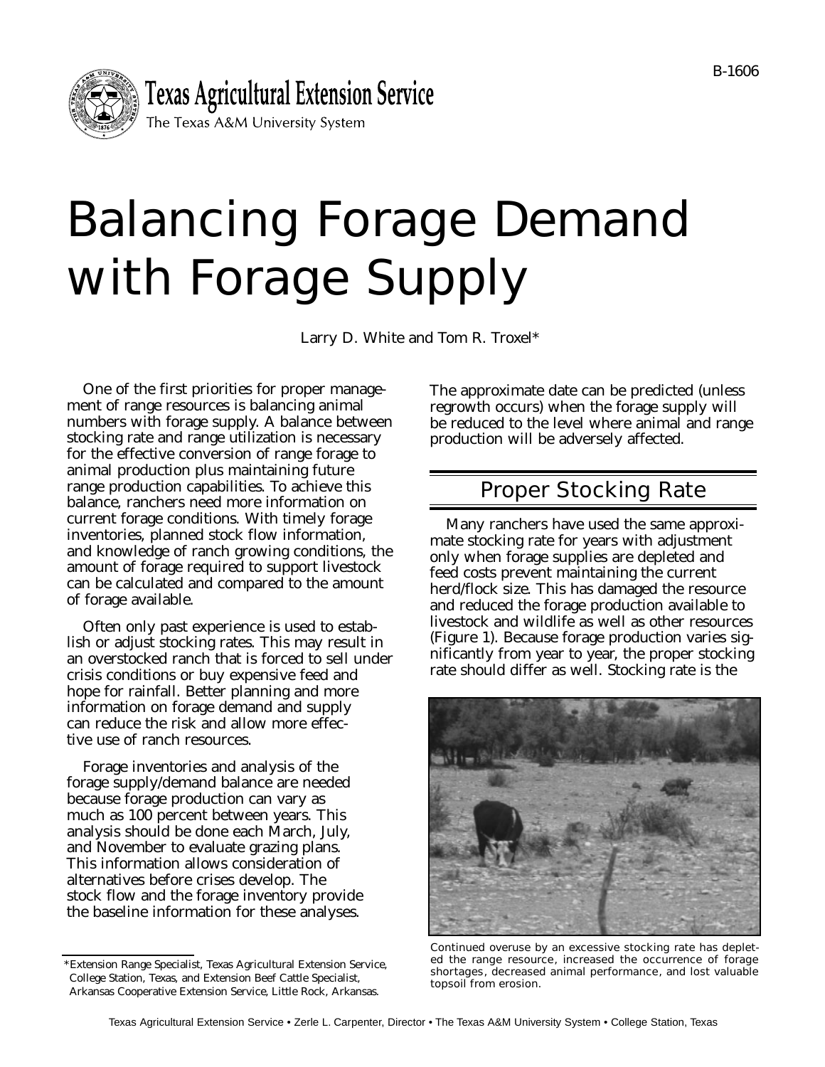Texas Agricultural Extension Service
The Texas A&M University System

B-1606

# Balancing Forage Demand with Forage Supply

Larry D. White and Tom R. Troxel*

One of the first priorities for proper management of range resources is balancing animal numbers with forage supply. A balance between stocking rate and range utilization is necessary for the effective conversion of range forage to animal production plus maintaining future range production capabilities. To achieve this balance, ranchers need more information on current forage conditions. With timely forage inventories, planned stock flow information, and knowledge of ranch growing conditions, the amount of forage required to support livestock can be calculated and compared to the amount of forage available.

Often only past experience is used to establish or adjust stocking rates. This may result in an overstocked ranch that is forced to sell under crisis conditions or buy expensive feed and hope for rainfall. Better planning and more information on forage demand and supply can reduce the risk and allow more effective use of ranch resources.

Forage inventories and analysis of the forage supply/demand balance are needed because forage production can vary as much as 100 percent between years. This analysis should be done each March, July, and November to evaluate grazing plans. This information allows consideration of alternatives before crises develop. The stock flow and the forage inventory provide the baseline information for these analyses. The approximate date can be predicted (unless regrowth occurs) when the forage supply will be reduced to the level where animal and range production will be adversely affected.

## Proper Stocking Rate

Many ranchers have used the same approximate stocking rate for years with adjustment only when forage supplies are depleted and feed costs prevent maintaining the current herd/flock size. This has damaged the resource and reduced the forage production available to livestock and wildlife as well as other resources (Figure 1). Because forage production varies significantly from year to year, the proper stocking rate should differ as well. Stocking rate is the

Continued overuse by an excessive stocking rate has depleted the range resource, increased the occurrence of forage shortages, decreased animal performance, and lost valuable topsoil from erosion.

*Extension Range Specialist, Texas Agricultural Extension Service, College Station, Texas, and Extension Beef Cattle Specialist, Arkansas Cooperative Extension Service, Little Rock, Arkansas.

Texas Agricultural Extension Service • Zerle L. Carpenter, Director • The Texas A&M University System • College Station, Texas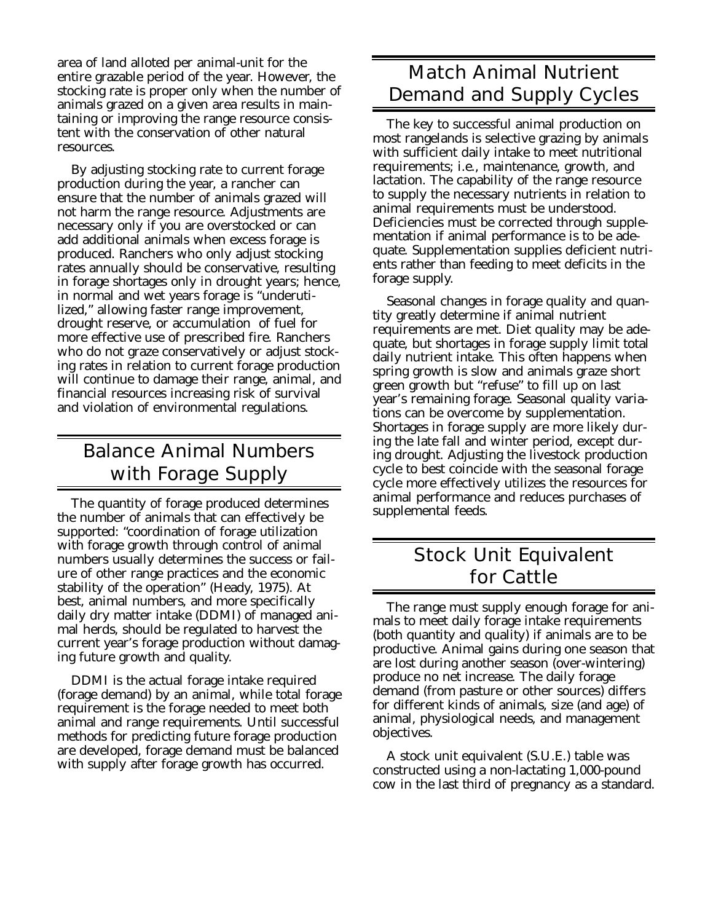area of land alloted per animal-unit for the entire grazable period of the year. However, the stocking rate is proper only when the number of animals grazed on a given area results in maintaining or improving the range resource consistent with the conservation of other natural resources.

By adjusting stocking rate to current forage production during the year, a rancher can ensure that the number of animals grazed will not harm the range resource. Adjustments are necessary only if you are overstocked or can add additional animals when excess forage is produced. Ranchers who only adjust stocking rates annually should be conservative, resulting in forage shortages only in drought years; hence, in normal and wet years forage is "underutilized," allowing faster range improvement, drought reserve, or accumulation of fuel for more effective use of prescribed fire. Ranchers who do not graze conservatively or adjust stocking rates in relation to current forage production will continue to damage their range, animal, and financial resources increasing risk of survival and violation of environmental regulations.

## Balance Animal Numbers with Forage Supply

The quantity of forage produced determines the number of animals that can effectively be supported: "coordination of forage utilization with forage growth through control of animal numbers usually determines the success or failure of other range practices and the economic stability of the operation" (Heady, 1975). At best, animal numbers, and more specifically daily dry matter intake (DDMI) of managed animal herds, should be regulated to harvest the current year's forage production without damaging future growth and quality.

DDMI is the actual forage intake required (forage demand) by an animal, while total forage requirement is the forage needed to meet both animal and range requirements. Until successful methods for predicting future forage production are developed, forage demand must be balanced with supply after forage growth has occurred.

## Match Animal Nutrient Demand and Supply Cycles

The key to successful animal production on most rangelands is selective grazing by animals with sufficient daily intake to meet nutritional requirements; i.e., maintenance, growth, and lactation. The capability of the range resource to supply the necessary nutrients in relation to animal requirements must be understood. Deficiencies must be corrected through supplementation if animal performance is to be adequate. Supplementation supplies deficient nutrients rather than feeding to meet deficits in the forage supply.

Seasonal changes in forage quality and quantity greatly determine if animal nutrient requirements are met. Diet quality may be adequate, but shortages in forage supply limit total daily nutrient intake. This often happens when spring growth is slow and animals graze short green growth but "refuse" to fill up on last year's remaining forage. Seasonal quality variations can be overcome by supplementation. Shortages in forage supply are more likely during the late fall and winter period, except during drought. Adjusting the livestock production cycle to best coincide with the seasonal forage cycle more effectively utilizes the resources for animal performance and reduces purchases of supplemental feeds.

## Stock Unit Equivalent for Cattle

The range must supply enough forage for animals to meet daily forage intake requirements (both quantity and quality) if animals are to be productive. Animal gains during one season that are lost during another season (over-wintering) produce no net increase. The daily forage demand (from pasture or other sources) differs for different kinds of animals, size (and age) of animal, physiological needs, and management objectives.

A stock unit equivalent (S.U.E.) table was constructed using a non-lactating 1,000-pound cow in the last third of pregnancy as a standard.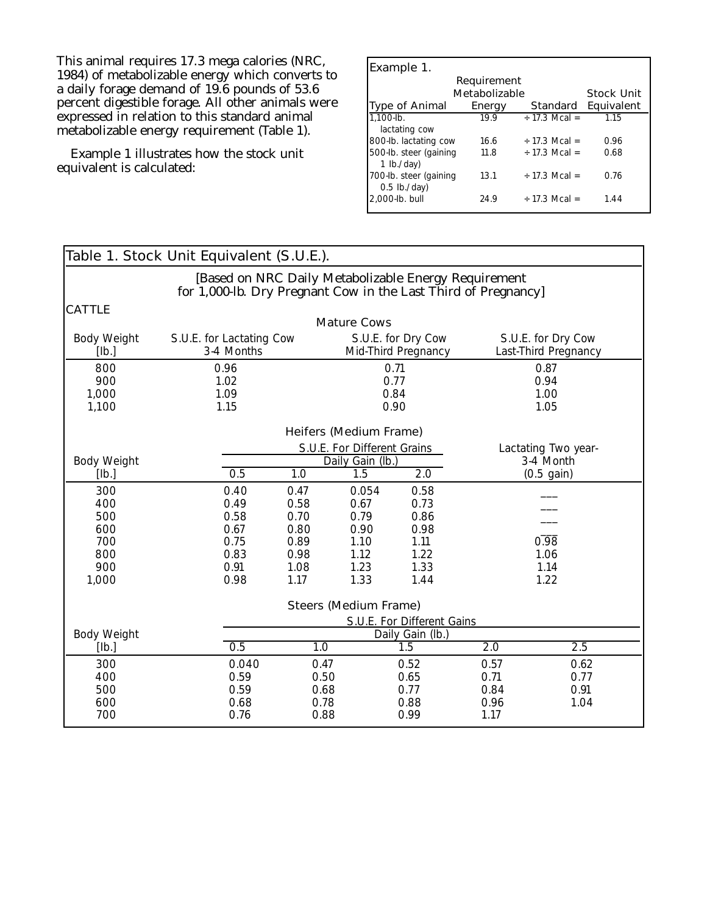This animal requires 17.3 mega calories (NRC, 1984) of metabolizable energy which converts to a daily forage demand of 19.6 pounds of 53.6 percent digestible forage. All other animals were expressed in relation to this standard animal metabolizable energy requirement (Table 1).

Example 1 illustrates how the stock unit equivalent is calculated:

Example 1.

| Type of Animal | Requirement Metabolizable Energy | Standard | Stock Unit Equivalent |
|---|---|---|---|
| 1,100-lb. lactating cow | 19.9 | ÷ 17.3 Mcal = | 1.15 |
| 800-lb. lactating cow | 16.6 | ÷ 17.3 Mcal = | 0.96 |
| 500-lb. steer (gaining 1 lb./day) | 11.8 | ÷ 17.3 Mcal = | 0.68 |
| 700-lb. steer (gaining 0.5 lb./day) | 13.1 | ÷ 17.3 Mcal = | 0.76 |
| 2,000-lb. bull | 24.9 | ÷ 17.3 Mcal = | 1.44 |

Table 1. Stock Unit Equivalent (S.U.E.).

[Based on NRC Daily Metabolizable Energy Requirement for 1,000-lb. Dry Pregnant Cow in the Last Third of Pregnancy]

CATTLE

Mature Cows

| Body Weight [lb.] | S.U.E. for Lactating Cow 3-4 Months | S.U.E. for Dry Cow Mid-Third Pregnancy | S.U.E. for Dry Cow Last-Third Pregnancy |
|---|---|---|---|
| 800 | 0.96 | 0.71 | 0.87 |
| 900 | 1.02 | 0.77 | 0.94 |
| 1,000 | 1.09 | 0.84 | 1.00 |
| 1,100 | 1.15 | 0.90 | 1.05 |

Heifers (Medium Frame)

| Body Weight | S.U.E. For Different Grains Daily Gain (lb.) | | | | Lactating Two year- 3-4 Month |
|---|---|---|---|---|---|
| [lb.] | 0.5 | 1.0 | 1.5 | 2.0 | (0.5 gain) |
| 300 | 0.40 | 0.47 | 0.054 | 0.58 | ___ |
| 400 | 0.49 | 0.58 | 0.67 | 0.73 | ___ |
| 500 | 0.58 | 0.70 | 0.79 | 0.86 | ___ |
| 600 | 0.67 | 0.80 | 0.90 | 0.98 | ___ |
| 700 | 0.75 | 0.89 | 1.10 | 1.11 | 0.98 |
| 800 | 0.83 | 0.98 | 1.12 | 1.22 | 1.06 |
| 900 | 0.91 | 1.08 | 1.23 | 1.33 | 1.14 |
| 1,000 | 0.98 | 1.17 | 1.33 | 1.44 | 1.22 |

Steers (Medium Frame)

| Body Weight | S.U.E. For Different Gains Daily Gain (lb.) | | | | |
|---|---|---|---|---|---|
| [lb.] | 0.5 | 1.0 | 1.5 | 2.0 | 2.5 |
| 300 | 0.040 | 0.47 | 0.52 | 0.57 | 0.62 |
| 400 | 0.59 | 0.50 | 0.65 | 0.71 | 0.77 |
| 500 | 0.59 | 0.68 | 0.77 | 0.84 | 0.91 |
| 600 | 0.68 | 0.78 | 0.88 | 0.96 | 1.04 |
| 700 | 0.76 | 0.88 | 0.99 | 1.17 | |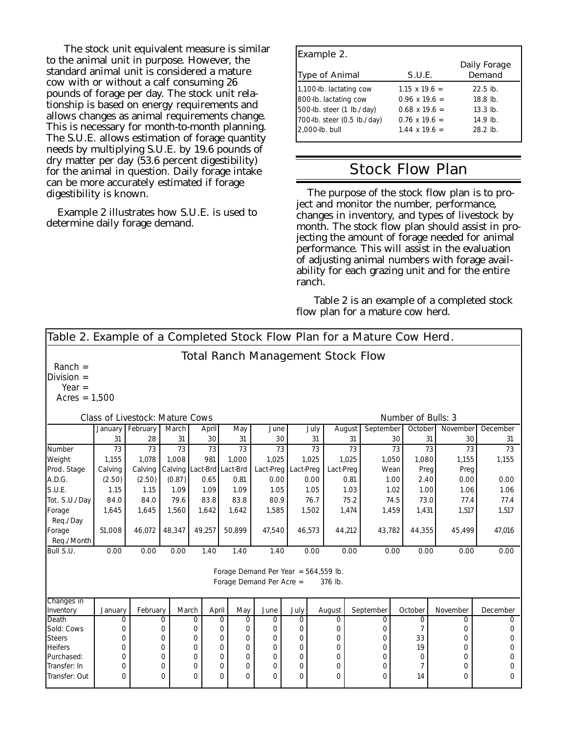The stock unit equivalent measure is similar to the animal unit in purpose. However, the standard animal unit is considered a mature cow with or without a calf consuming 26 pounds of forage per day. The stock unit relationship is based on energy requirements and allows changes as animal requirements change. This is necessary for month-to-month planning. The S.U.E. allows estimation of forage quantity needs by multiplying S.U.E. by 19.6 pounds of dry matter per day (53.6 percent digestibility) for the animal in question. Daily forage intake can be more accurately estimated if forage digestibility is known.

Example 2 illustrates how S.U.E. is used to determine daily forage demand.

Example 2.

| Type of Animal | S.U.E. | Daily Forage Demand |
|---|---|---|
| 1,100-lb. lactating cow | 1.15 x 19.6 = | 22.5 lb. |
| 800-lb. lactating cow | 0.96 x 19.6 = | 18.8 lb. |
| 500-lb. steer (1 lb./day) | 0.68 x 19.6 = | 13.3 lb. |
| 700-lb. steer (0.5 lb./day) | 0.76 x 19.6 = | 14.9 lb. |
| 2,000-lb. bull | 1.44 x 19.6 = | 28.2 lb. |

# Stock Flow Plan

The purpose of the stock flow plan is to project and monitor the number, performance, changes in inventory, and types of livestock by month. The stock flow plan should assist in projecting the amount of forage needed for animal performance. This will assist in the evaluation of adjusting animal numbers with forage availability for each grazing unit and for the entire ranch.

Table 2 is an example of a completed stock flow plan for a mature cow herd.

Table 2. Example of a Completed Stock Flow Plan for a Mature Cow Herd.

Total Ranch Management Stock Flow

Ranch =
Division =
Year =
Acres = 1,500

Class of Livestock: Mature Cows — Number of Bulls: 3

| | January | February | March | April | May | June | July | August | September | October | November | December |
|---|---|---|---|---|---|---|---|---|---|---|---|---|
| | 31 | 28 | 31 | 30 | 31 | 30 | 31 | 31 | 30 | 31 | 30 | 31 |
| Number | 73 | 73 | 73 | 73 | 73 | 73 | 73 | 73 | 73 | 73 | 73 | 73 |
| Weight | 1,155 | 1,078 | 1,008 | 981 | 1,000 | 1,025 | 1,025 | 1,025 | 1,050 | 1,080 | 1,155 | 1,155 |
| Prod. Stage | Calving | Calving | Calving | Lact-Brd | Lact-Brd | Lact-Preg | Lact-Preg | Lact-Preg | Wean | Preg | Preg | |
| A.D.G. | (2.50) | (2.50) | (0.87) | 0.65 | 0.81 | 0.00 | 0.00 | 0.81 | 1.00 | 2.40 | 0.00 | 0.00 |
| S.U.E. | 1.15 | 1.15 | 1.09 | 1.09 | 1.09 | 1.05 | 1.05 | 1.03 | 1.02 | 1.00 | 1.06 | 1.06 |
| Tot. S.U./Day | 84.0 | 84.0 | 79.6 | 83.8 | 83.8 | 80.9 | 76.7 | 75.2 | 74.5 | 73.0 | 77.4 | 77.4 |
| Forage Req./Day | 1,645 | 1,645 | 1,560 | 1,642 | 1,642 | 1,585 | 1,502 | 1,474 | 1,459 | 1,431 | 1,517 | 1,517 |
| Forage Req./Month | 51,008 | 46,072 | 48,347 | 49,257 | 50,899 | 47,540 | 46,573 | 44,212 | 43,782 | 44,355 | 45,499 | 47,016 |
| Bull S.U. | 0.00 | 0.00 | 0.00 | 1.40 | 1.40 | 1.40 | 0.00 | 0.00 | 0.00 | 0.00 | 0.00 | 0.00 |

Forage Demand Per Year = 564,559 lb.
Forage Demand Per Acre = 376 lb.

| Changes in Inventory | January | February | March | April | May | June | July | August | September | October | November | December |
|---|---|---|---|---|---|---|---|---|---|---|---|---|
| Death | 0 | 0 | 0 | 0 | 0 | 0 | 0 | 0 | 0 | 0 | 0 | 0 |
| Sold: Cows | 0 | 0 | 0 | 0 | 0 | 0 | 0 | 0 | 0 | 7 | 0 | 0 |
| Steers | 0 | 0 | 0 | 0 | 0 | 0 | 0 | 0 | 0 | 33 | 0 | 0 |
| Heifers | 0 | 0 | 0 | 0 | 0 | 0 | 0 | 0 | 0 | 19 | 0 | 0 |
| Purchased: | 0 | 0 | 0 | 0 | 0 | 0 | 0 | 0 | 0 | 0 | 0 | 0 |
| Transfer: In | 0 | 0 | 0 | 0 | 0 | 0 | 0 | 0 | 0 | 7 | 0 | 0 |
| Transfer: Out | 0 | 0 | 0 | 0 | 0 | 0 | 0 | 0 | 0 | 14 | 0 | 0 |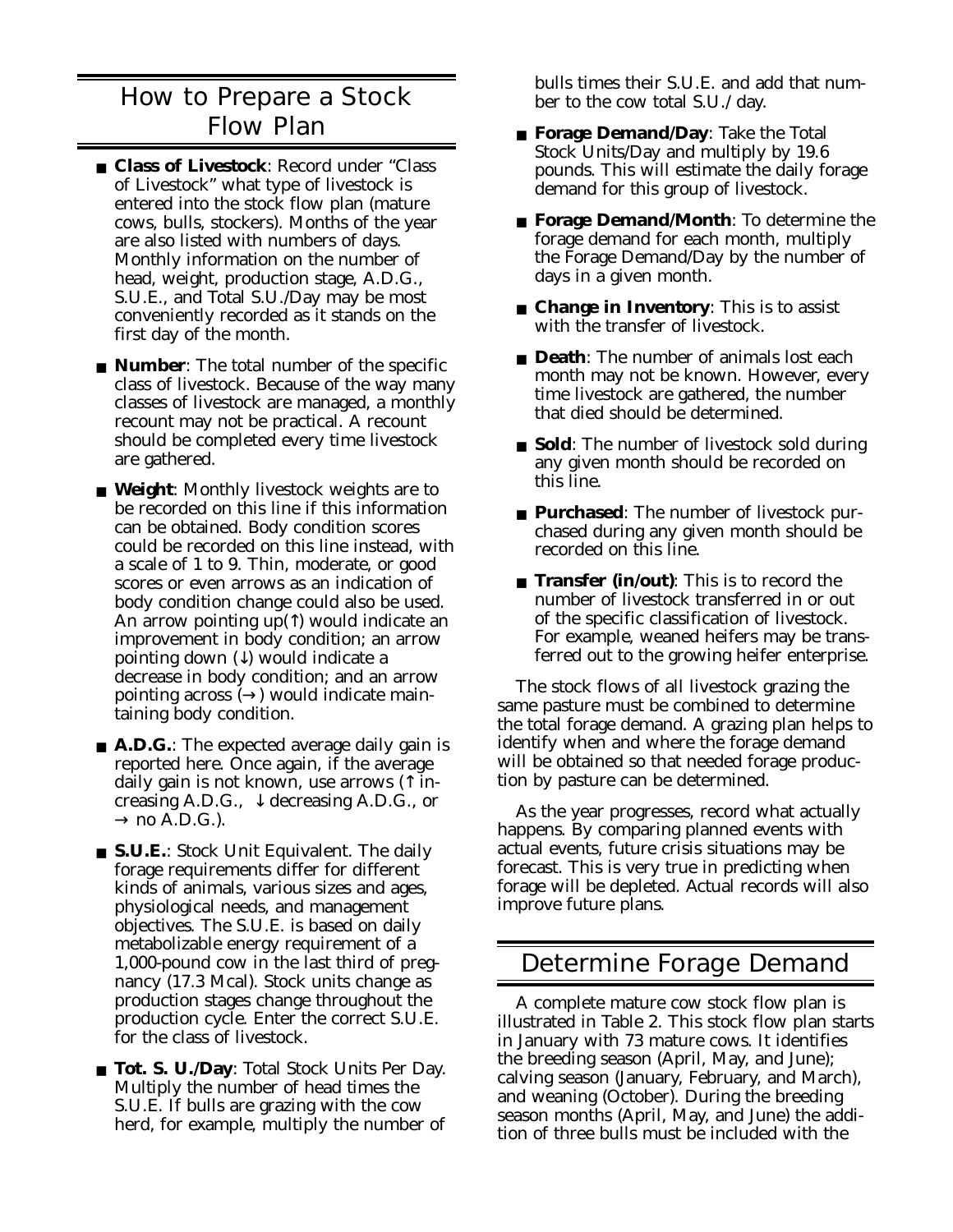## How to Prepare a Stock Flow Plan

- **Class of Livestock**: Record under "Class of Livestock" what type of livestock is entered into the stock flow plan (mature cows, bulls, stockers). Months of the year are also listed with numbers of days. Monthly information on the number of head, weight, production stage, A.D.G., S.U.E., and Total S.U./Day may be most conveniently recorded as it stands on the first day of the month.
- **Number**: The total number of the specific class of livestock. Because of the way many classes of livestock are managed, a monthly recount may not be practical. A recount should be completed every time livestock are gathered.
- **Weight**: Monthly livestock weights are to be recorded on this line if this information can be obtained. Body condition scores could be recorded on this line instead, with a scale of 1 to 9. Thin, moderate, or good scores or even arrows as an indication of body condition change could also be used. An arrow pointing up(↑) would indicate an improvement in body condition; an arrow pointing down (↓) would indicate a decrease in body condition; and an arrow pointing across (→) would indicate maintaining body condition.
- **A.D.G.**: The expected average daily gain is reported here. Once again, if the average daily gain is not known, use arrows (↑ increasing A.D.G., ↓ decreasing A.D.G., or → no A.D.G.).
- **S.U.E.**: Stock Unit Equivalent. The daily forage requirements differ for different kinds of animals, various sizes and ages, physiological needs, and management objectives. The S.U.E. is based on daily metabolizable energy requirement of a 1,000-pound cow in the last third of pregnancy (17.3 Mcal). Stock units change as production stages change throughout the production cycle. Enter the correct S.U.E. for the class of livestock.
- **Tot. S. U./Day**: Total Stock Units Per Day. Multiply the number of head times the S.U.E. If bulls are grazing with the cow herd, for example, multiply the number of bulls times their S.U.E. and add that number to the cow total S.U./day.
- **Forage Demand/Day**: Take the Total Stock Units/Day and multiply by 19.6 pounds. This will estimate the daily forage demand for this group of livestock.
- **Forage Demand/Month**: To determine the forage demand for each month, multiply the Forage Demand/Day by the number of days in a given month.
- **Change in Inventory**: This is to assist with the transfer of livestock.
- **Death**: The number of animals lost each month may not be known. However, every time livestock are gathered, the number that died should be determined.
- **Sold**: The number of livestock sold during any given month should be recorded on this line.
- **Purchased**: The number of livestock purchased during any given month should be recorded on this line.
- **Transfer (in/out)**: This is to record the number of livestock transferred in or out of the specific classification of livestock. For example, weaned heifers may be transferred out to the growing heifer enterprise.

The stock flows of all livestock grazing the same pasture must be combined to determine the total forage demand. A grazing plan helps to identify when and where the forage demand will be obtained so that needed forage production by pasture can be determined.

As the year progresses, record what actually happens. By comparing planned events with actual events, future crisis situations may be forecast. This is very true in predicting when forage will be depleted. Actual records will also improve future plans.

## Determine Forage Demand

A complete mature cow stock flow plan is illustrated in Table 2. This stock flow plan starts in January with 73 mature cows. It identifies the breeding season (April, May, and June); calving season (January, February, and March), and weaning (October). During the breeding season months (April, May, and June) the addition of three bulls must be included with the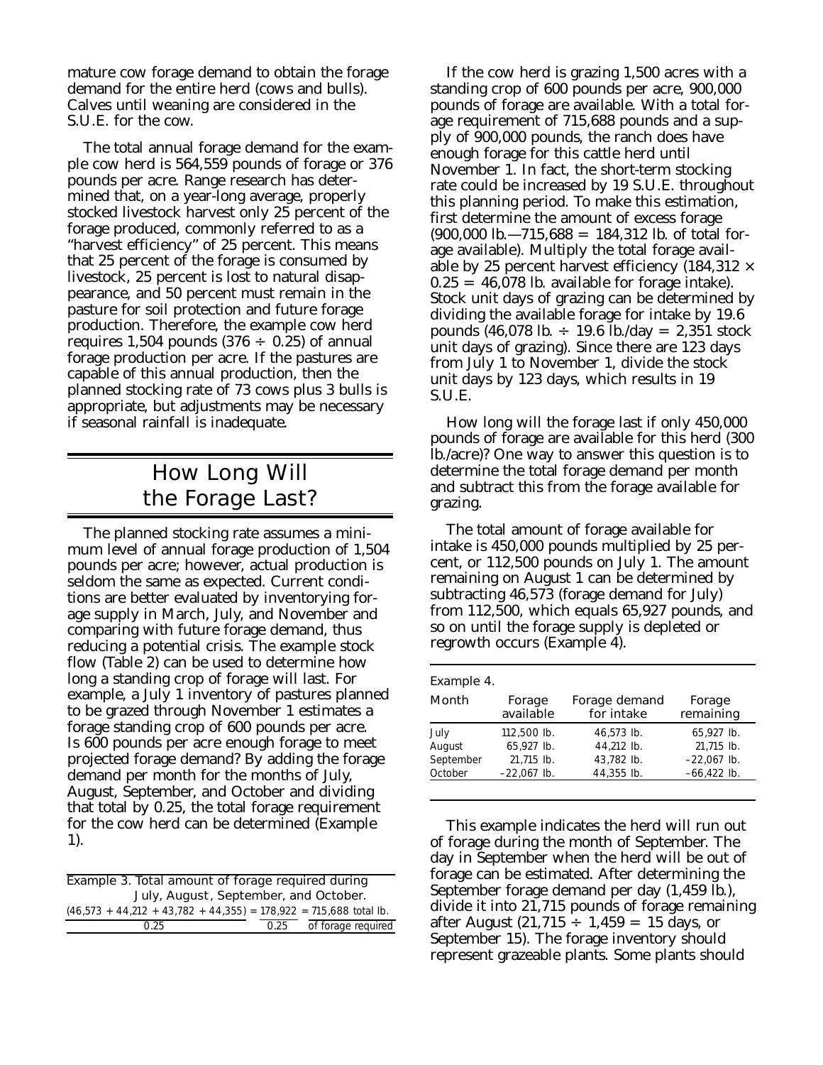mature cow forage demand to obtain the forage demand for the entire herd (cows and bulls). Calves until weaning are considered in the S.U.E. for the cow.

The total annual forage demand for the example cow herd is 564,559 pounds of forage or 376 pounds per acre. Range research has determined that, on a year-long average, properly stocked livestock harvest only 25 percent of the forage produced, commonly referred to as a "harvest efficiency" of 25 percent. This means that 25 percent of the forage is consumed by livestock, 25 percent is lost to natural disappearance, and 50 percent must remain in the pasture for soil protection and future forage production. Therefore, the example cow herd requires 1,504 pounds (376 ÷ 0.25) of annual forage production per acre. If the pastures are capable of this annual production, then the planned stocking rate of 73 cows plus 3 bulls is appropriate, but adjustments may be necessary if seasonal rainfall is inadequate.

## How Long Will the Forage Last?

The planned stocking rate assumes a minimum level of annual forage production of 1,504 pounds per acre; however, actual production is seldom the same as expected. Current conditions are better evaluated by inventorying forage supply in March, July, and November and comparing with future forage demand, thus reducing a potential crisis. The example stock flow (Table 2) can be used to determine how long a standing crop of forage will last. For example, a July 1 inventory of pastures planned to be grazed through November 1 estimates a forage standing crop of 600 pounds per acre. Is 600 pounds per acre enough forage to meet projected forage demand? By adding the forage demand per month for the months of July, August, September, and October and dividing that total by 0.25, the total forage requirement for the cow herd can be determined (Example 1).

Example 3. Total amount of forage required during July, August, September, and October.

$$\frac{(46{,}573 + 44{,}212 + 43{,}782 + 44{,}355)}{0.25} = \frac{178{,}922}{0.25} = 715{,}688 \text{ total lb. of forage required}$$

If the cow herd is grazing 1,500 acres with a standing crop of 600 pounds per acre, 900,000 pounds of forage are available. With a total forage requirement of 715,688 pounds and a supply of 900,000 pounds, the ranch does have enough forage for this cattle herd until November 1. In fact, the short-term stocking rate could be increased by 19 S.U.E. throughout this planning period. To make this estimation, first determine the amount of excess forage (900,000 lb.—715,688 = 184,312 lb. of total forage available). Multiply the total forage available by 25 percent harvest efficiency (184,312 × 0.25 = 46,078 lb. available for forage intake). Stock unit days of grazing can be determined by dividing the available forage for intake by 19.6 pounds (46,078 lb. ÷ 19.6 lb./day = 2,351 stock unit days of grazing). Since there are 123 days from July 1 to November 1, divide the stock unit days by 123 days, which results in 19 S.U.E.

How long will the forage last if only 450,000 pounds of forage are available for this herd (300 lb./acre)? One way to answer this question is to determine the total forage demand per month and subtract this from the forage available for grazing.

The total amount of forage available for intake is 450,000 pounds multiplied by 25 percent, or 112,500 pounds on July 1. The amount remaining on August 1 can be determined by subtracting 46,573 (forage demand for July) from 112,500, which equals 65,927 pounds, and so on until the forage supply is depleted or regrowth occurs (Example 4).

Example 4.

| Month | Forage available | Forage demand for intake | Forage remaining |
|---|---|---|---|
| July | 112,500 lb. | 46,573 lb. | 65,927 lb. |
| August | 65,927 lb. | 44,212 lb. | 21,715 lb. |
| September | 21,715 lb. | 43,782 lb. | –22,067 lb. |
| October | –22,067 lb. | 44,355 lb. | –66,422 lb. |

This example indicates the herd will run out of forage during the month of September. The day in September when the herd will be out of forage can be estimated. After determining the September forage demand per day (1,459 lb.), divide it into 21,715 pounds of forage remaining after August (21,715 ÷ 1,459 = 15 days, or September 15). The forage inventory should represent grazeable plants. Some plants should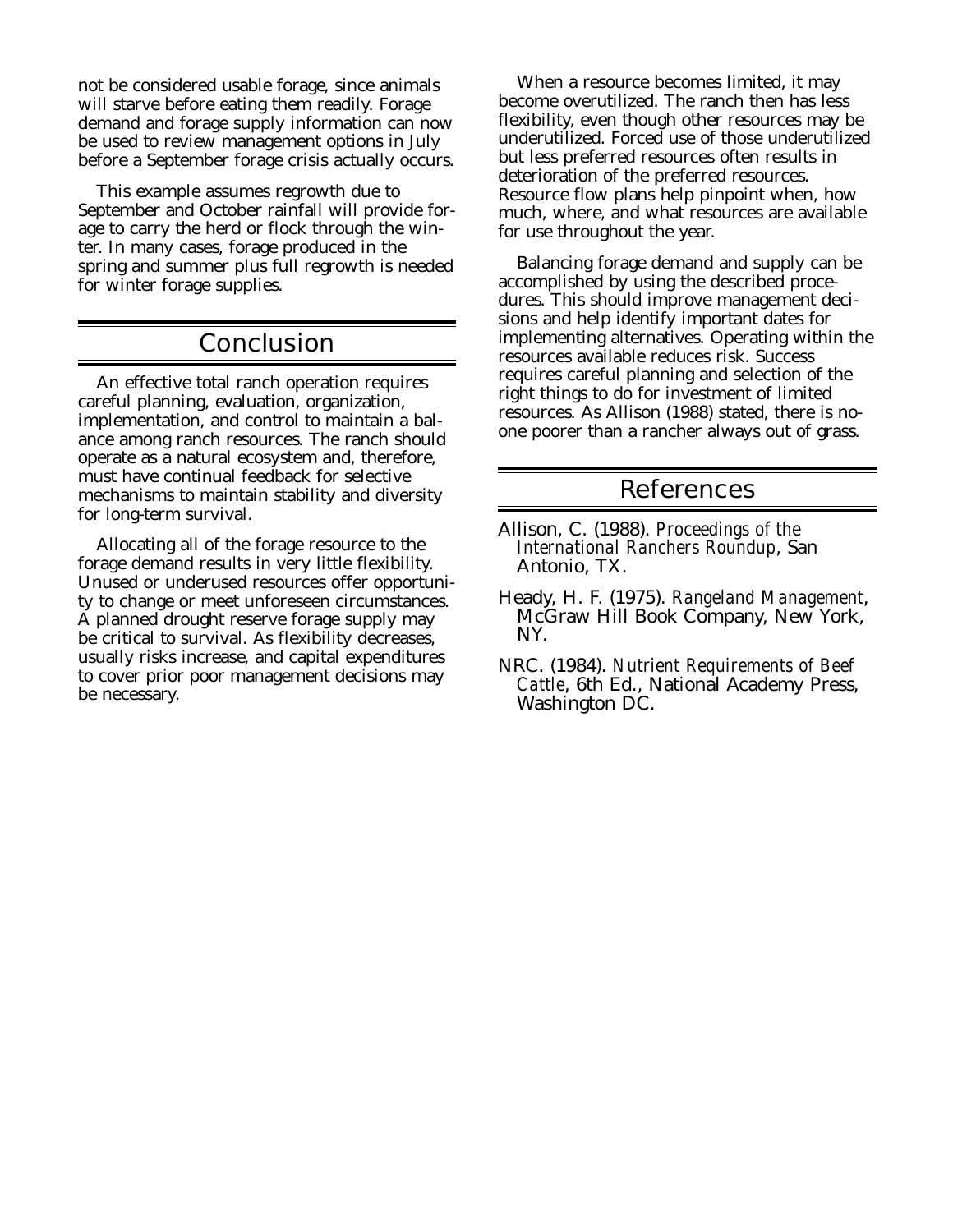not be considered usable forage, since animals will starve before eating them readily. Forage demand and forage supply information can now be used to review management options in July before a September forage crisis actually occurs.

This example assumes regrowth due to September and October rainfall will provide forage to carry the herd or flock through the winter. In many cases, forage produced in the spring and summer plus full regrowth is needed for winter forage supplies.

## Conclusion

An effective total ranch operation requires careful planning, evaluation, organization, implementation, and control to maintain a balance among ranch resources. The ranch should operate as a natural ecosystem and, therefore, must have continual feedback for selective mechanisms to maintain stability and diversity for long-term survival.

Allocating all of the forage resource to the forage demand results in very little flexibility. Unused or underused resources offer opportunity to change or meet unforeseen circumstances. A planned drought reserve forage supply may be critical to survival. As flexibility decreases, usually risks increase, and capital expenditures to cover prior poor management decisions may be necessary.

When a resource becomes limited, it may become overutilized. The ranch then has less flexibility, even though other resources may be underutilized. Forced use of those underutilized but less preferred resources often results in deterioration of the preferred resources. Resource flow plans help pinpoint when, how much, where, and what resources are available for use throughout the year.

Balancing forage demand and supply can be accomplished by using the described procedures. This should improve management decisions and help identify important dates for implementing alternatives. Operating within the resources available reduces risk. Success requires careful planning and selection of the right things to do for investment of limited resources. As Allison (1988) stated, there is no-one poorer than a rancher always out of grass.

## References

Allison, C. (1988). *Proceedings of the International Ranchers Roundup*, San Antonio, TX.

Heady, H. F. (1975). *Rangeland Management*, McGraw Hill Book Company, New York, NY.

NRC. (1984). *Nutrient Requirements of Beef Cattle*, 6th Ed., National Academy Press, Washington DC.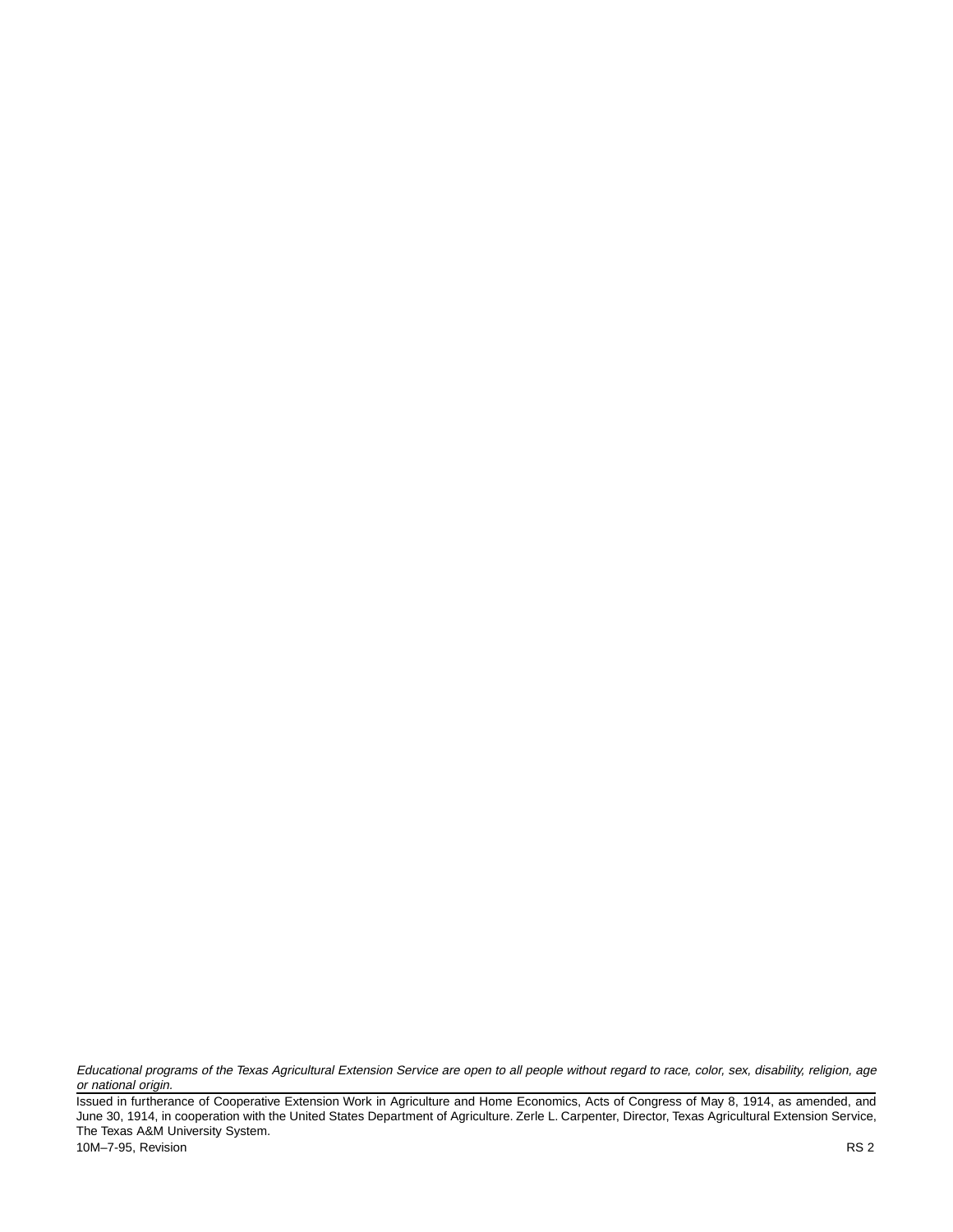*Educational programs of the Texas Agricultural Extension Service are open to all people without regard to race, color, sex, disability, religion, age or national origin.*

Issued in furtherance of Cooperative Extension Work in Agriculture and Home Economics, Acts of Congress of May 8, 1914, as amended, and June 30, 1914, in cooperation with the United States Department of Agriculture. Zerle L. Carpenter, Director, Texas Agricultural Extension Service, The Texas A&M University System.

10M–7-95, Revision RS 2